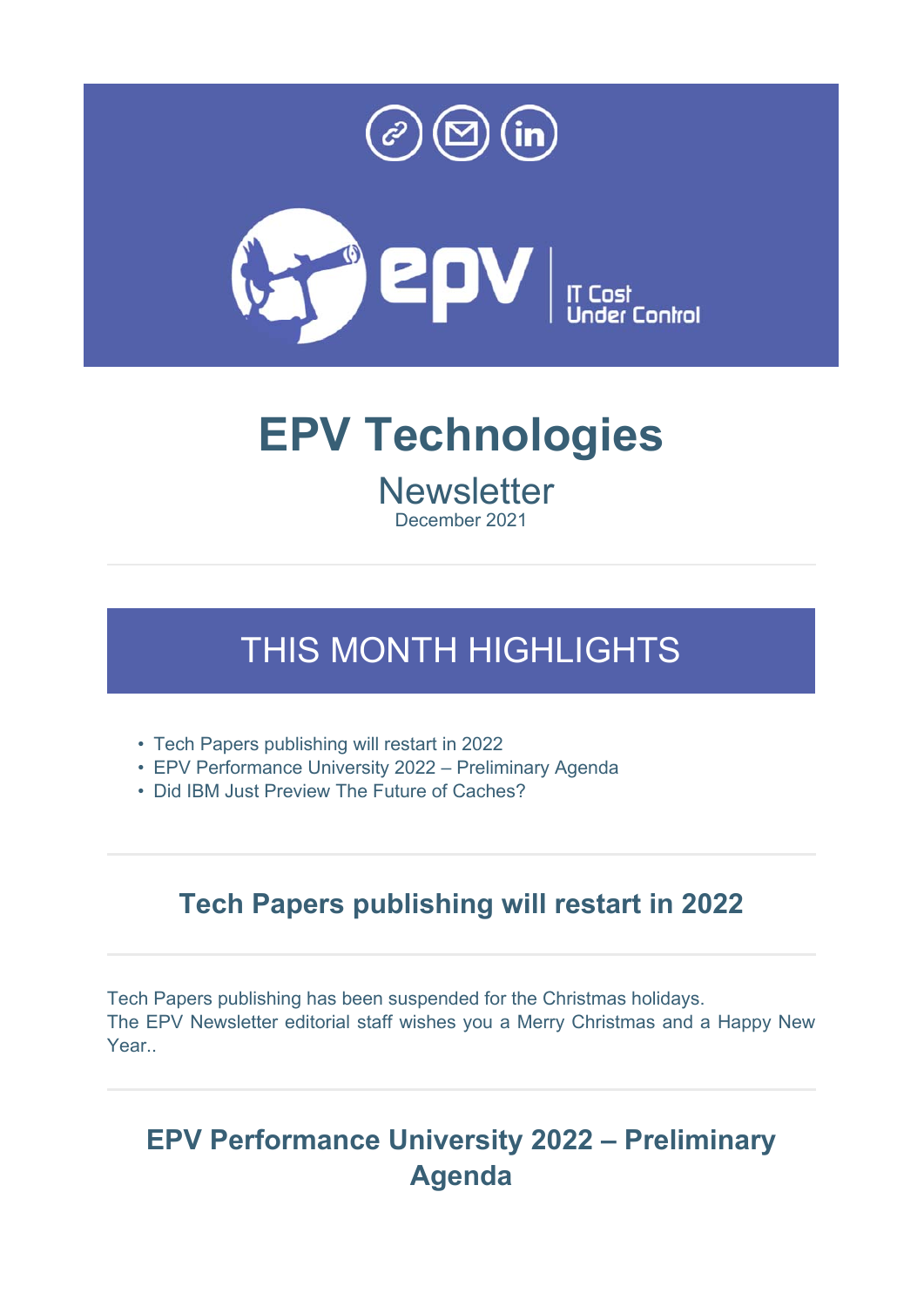# EPV Technologies

## Newsletter

December 2021

---

## THIS MONTH HIGHLIGHTS

- Tech Papers publishing will restart in 2022
- EPV Performance University 2022 – Preliminary Agenda
- Did IBM Just Preview The Future of Caches?

---

### Tech Papers publishing will restart in 2022

---

Tech Papers publishing has been suspended for the Christmas holidays.
The EPV Newsletter editorial staff wishes you a Merry Christmas and a Happy New Year..

---

### EPV Performance University 2022 – Preliminary Agenda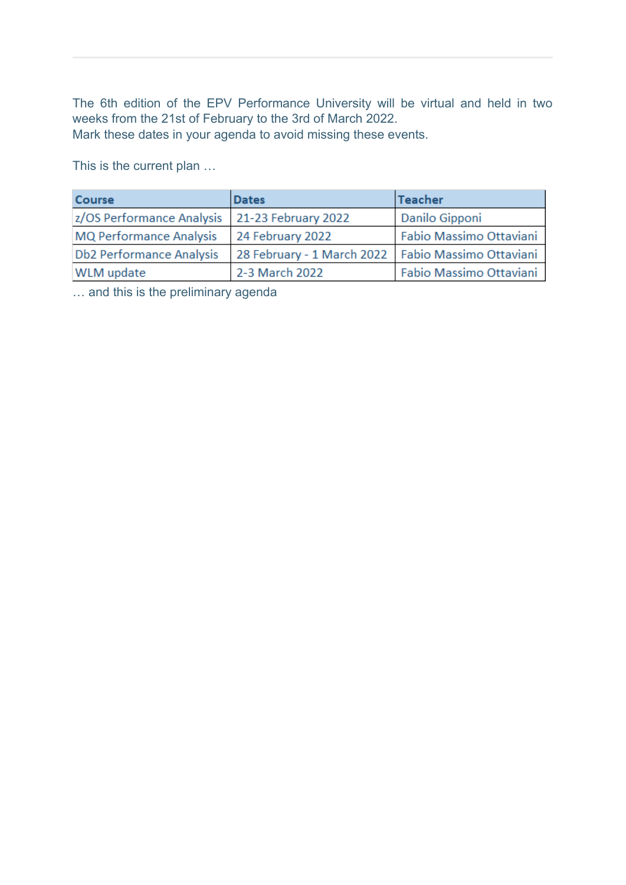The 6th edition of the EPV Performance University will be virtual and held in two weeks from the 21st of February to the 3rd of March 2022.
Mark these dates in your agenda to avoid missing these events.

This is the current plan …

| Course | Dates | Teacher |
| --- | --- | --- |
| z/OS Performance Analysis | 21-23 February 2022 | Danilo Gipponi |
| MQ Performance Analysis | 24 February 2022 | Fabio Massimo Ottaviani |
| Db2 Performance Analysis | 28 February - 1 March 2022 | Fabio Massimo Ottaviani |
| WLM update | 2-3 March 2022 | Fabio Massimo Ottaviani |

… and this is the preliminary agenda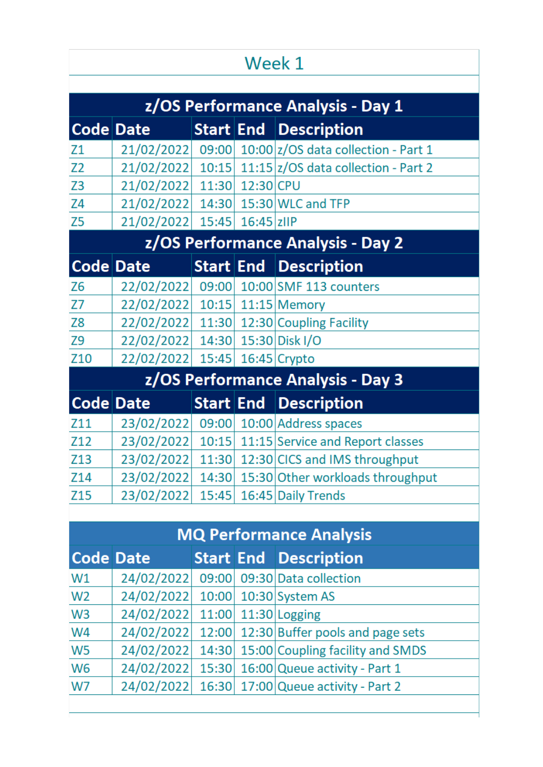# Week 1

## z/OS Performance Analysis - Day 1

| Code | Date | Start | End | Description |
|---|---|---|---|---|
| Z1 | 21/02/2022 | 09:00 | 10:00 | z/OS data collection - Part 1 |
| Z2 | 21/02/2022 | 10:15 | 11:15 | z/OS data collection - Part 2 |
| Z3 | 21/02/2022 | 11:30 | 12:30 | CPU |
| Z4 | 21/02/2022 | 14:30 | 15:30 | WLC and TFP |
| Z5 | 21/02/2022 | 15:45 | 16:45 | zIIP |

## z/OS Performance Analysis - Day 2

| Code | Date | Start | End | Description |
|---|---|---|---|---|
| Z6 | 22/02/2022 | 09:00 | 10:00 | SMF 113 counters |
| Z7 | 22/02/2022 | 10:15 | 11:15 | Memory |
| Z8 | 22/02/2022 | 11:30 | 12:30 | Coupling Facility |
| Z9 | 22/02/2022 | 14:30 | 15:30 | Disk I/O |
| Z10 | 22/02/2022 | 15:45 | 16:45 | Crypto |

## z/OS Performance Analysis - Day 3

| Code | Date | Start | End | Description |
|---|---|---|---|---|
| Z11 | 23/02/2022 | 09:00 | 10:00 | Address spaces |
| Z12 | 23/02/2022 | 10:15 | 11:15 | Service and Report classes |
| Z13 | 23/02/2022 | 11:30 | 12:30 | CICS and IMS throughput |
| Z14 | 23/02/2022 | 14:30 | 15:30 | Other workloads throughput |
| Z15 | 23/02/2022 | 15:45 | 16:45 | Daily Trends |

## MQ Performance Analysis

| Code | Date | Start | End | Description |
|---|---|---|---|---|
| W1 | 24/02/2022 | 09:00 | 09:30 | Data collection |
| W2 | 24/02/2022 | 10:00 | 10:30 | System AS |
| W3 | 24/02/2022 | 11:00 | 11:30 | Logging |
| W4 | 24/02/2022 | 12:00 | 12:30 | Buffer pools and page sets |
| W5 | 24/02/2022 | 14:30 | 15:00 | Coupling facility and SMDS |
| W6 | 24/02/2022 | 15:30 | 16:00 | Queue activity - Part 1 |
| W7 | 24/02/2022 | 16:30 | 17:00 | Queue activity - Part 2 |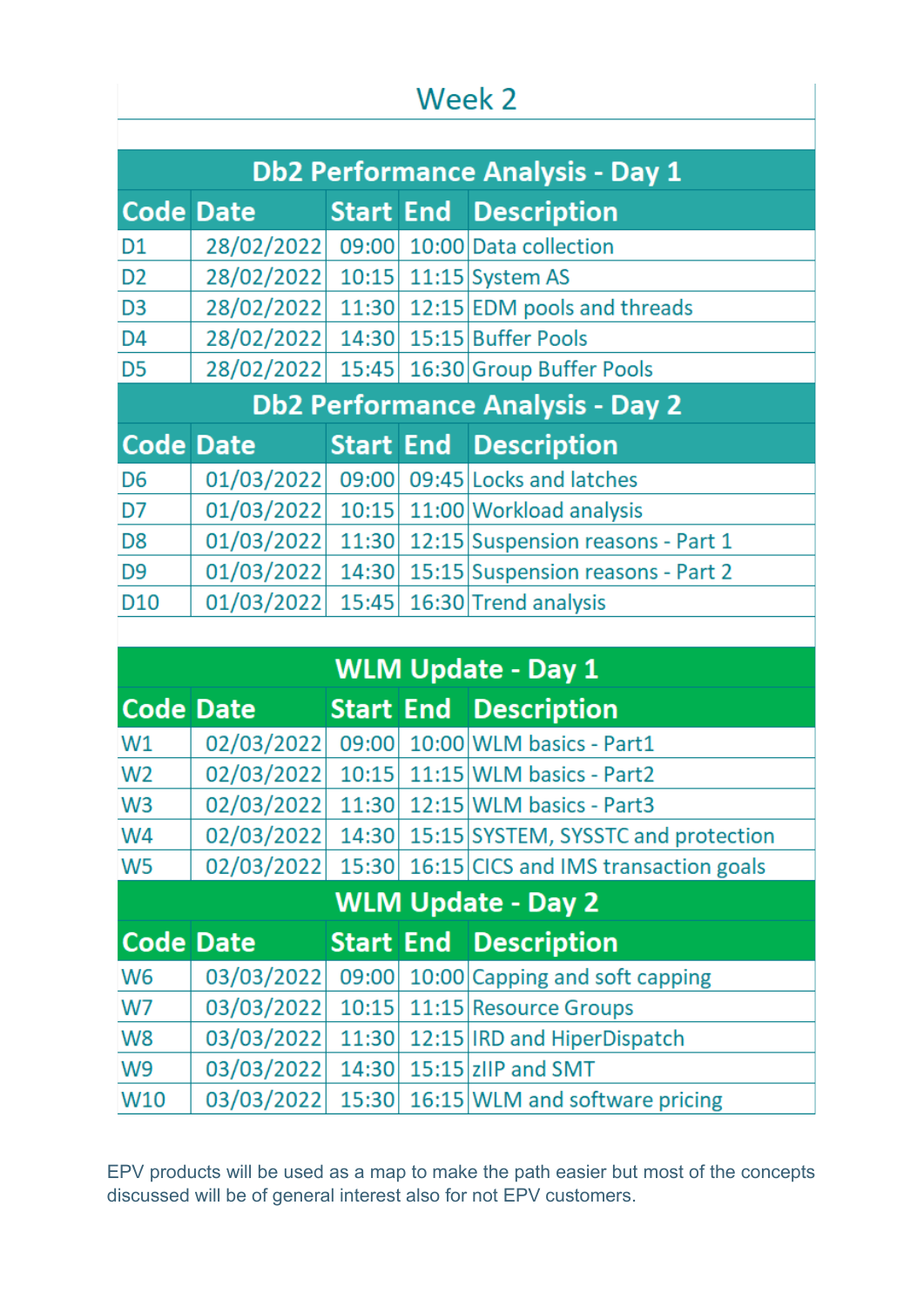# Week 2

## Db2 Performance Analysis - Day 1

| Code | Date | Start | End | Description |
|---|---|---|---|---|
| D1 | 28/02/2022 | 09:00 | 10:00 | Data collection |
| D2 | 28/02/2022 | 10:15 | 11:15 | System AS |
| D3 | 28/02/2022 | 11:30 | 12:15 | EDM pools and threads |
| D4 | 28/02/2022 | 14:30 | 15:15 | Buffer Pools |
| D5 | 28/02/2022 | 15:45 | 16:30 | Group Buffer Pools |

## Db2 Performance Analysis - Day 2

| Code | Date | Start | End | Description |
|---|---|---|---|---|
| D6 | 01/03/2022 | 09:00 | 09:45 | Locks and latches |
| D7 | 01/03/2022 | 10:15 | 11:00 | Workload analysis |
| D8 | 01/03/2022 | 11:30 | 12:15 | Suspension reasons - Part 1 |
| D9 | 01/03/2022 | 14:30 | 15:15 | Suspension reasons - Part 2 |
| D10 | 01/03/2022 | 15:45 | 16:30 | Trend analysis |

## WLM Update - Day 1

| Code | Date | Start | End | Description |
|---|---|---|---|---|
| W1 | 02/03/2022 | 09:00 | 10:00 | WLM basics - Part1 |
| W2 | 02/03/2022 | 10:15 | 11:15 | WLM basics - Part2 |
| W3 | 02/03/2022 | 11:30 | 12:15 | WLM basics - Part3 |
| W4 | 02/03/2022 | 14:30 | 15:15 | SYSTEM, SYSSTC and protection |
| W5 | 02/03/2022 | 15:30 | 16:15 | CICS and IMS transaction goals |

## WLM Update - Day 2

| Code | Date | Start | End | Description |
|---|---|---|---|---|
| W6 | 03/03/2022 | 09:00 | 10:00 | Capping and soft capping |
| W7 | 03/03/2022 | 10:15 | 11:15 | Resource Groups |
| W8 | 03/03/2022 | 11:30 | 12:15 | IRD and HiperDispatch |
| W9 | 03/03/2022 | 14:30 | 15:15 | zIIP and SMT |
| W10 | 03/03/2022 | 15:30 | 16:15 | WLM and software pricing |

EPV products will be used as a map to make the path easier but most of the concepts discussed will be of general interest also for not EPV customers.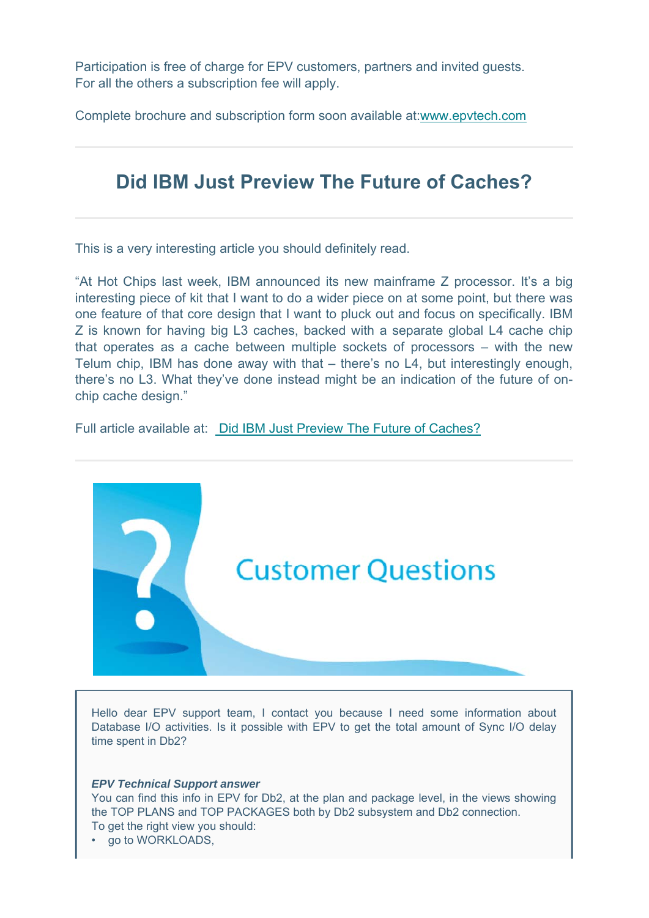Participation is free of charge for EPV customers, partners and invited guests.
For all the others a subscription fee will apply.

Complete brochure and subscription form soon available at:[www.epvtech.com](www.epvtech.com)

---

## Did IBM Just Preview The Future of Caches?

---

This is a very interesting article you should definitely read.

"At Hot Chips last week, IBM announced its new mainframe Z processor. It's a big interesting piece of kit that I want to do a wider piece on at some point, but there was one feature of that core design that I want to pluck out and focus on specifically. IBM Z is known for having big L3 caches, backed with a separate global L4 cache chip that operates as a cache between multiple sockets of processors – with the new Telum chip, IBM has done away with that – there's no L4, but interestingly enough, there's no L3. What they've done instead might be an indication of the future of on-chip cache design."

Full article available at: Did IBM Just Preview The Future of Caches?

---

Customer Questions

Hello dear EPV support team, I contact you because I need some information about Database I/O activities. Is it possible with EPV to get the total amount of Sync I/O delay time spent in Db2?

***EPV Technical Support answer***
You can find this info in EPV for Db2, at the plan and package level, in the views showing the TOP PLANS and TOP PACKAGES both by Db2 subsystem and Db2 connection.
To get the right view you should:

- go to WORKLOADS,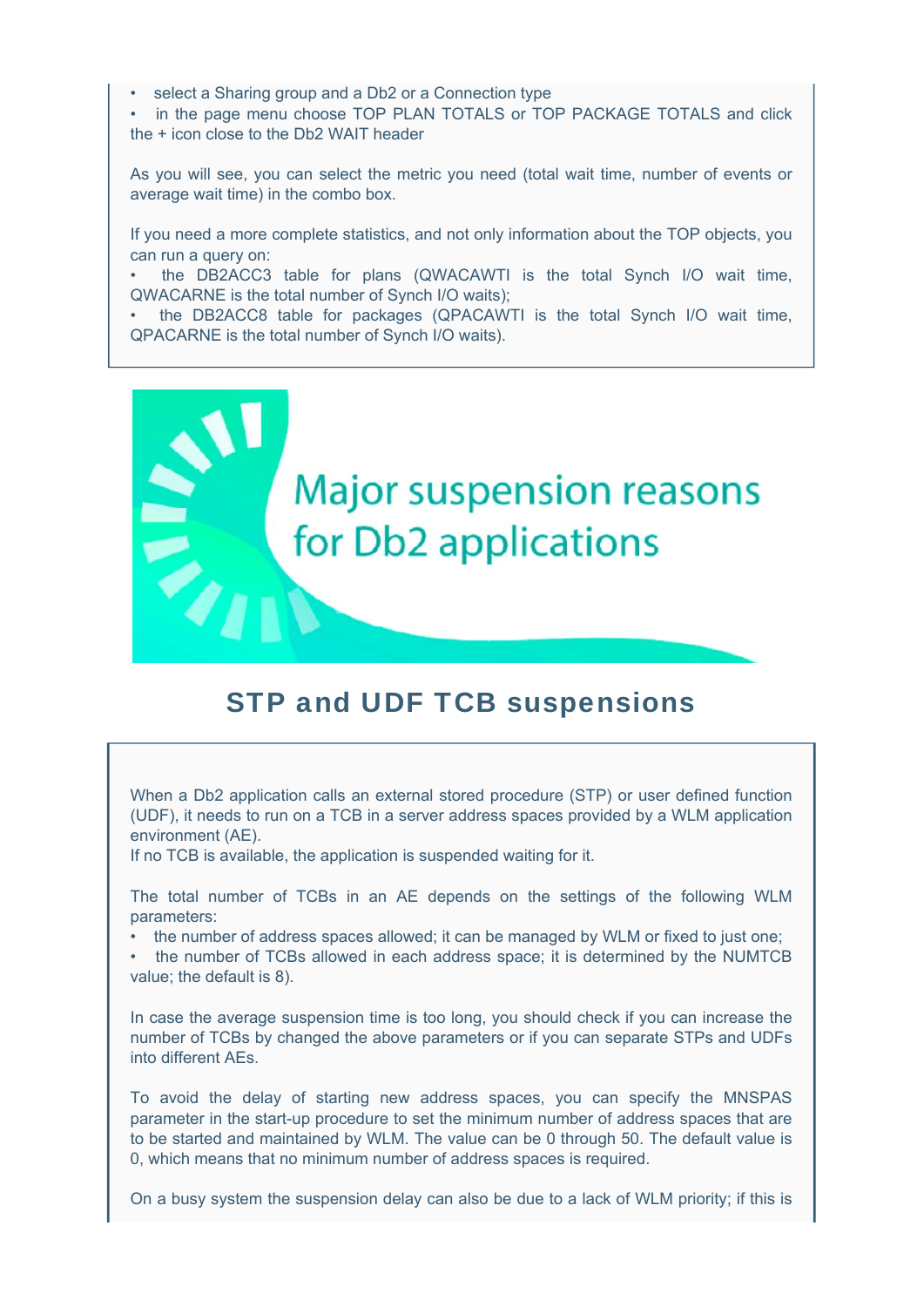- select a Sharing group and a Db2 or a Connection type
- in the page menu choose TOP PLAN TOTALS or TOP PACKAGE TOTALS and click the + icon close to the Db2 WAIT header

As you will see, you can select the metric you need (total wait time, number of events or average wait time) in the combo box.

If you need a more complete statistics, and not only information about the TOP objects, you can run a query on:

- the DB2ACC3 table for plans (QWACAWTI is the total Synch I/O wait time, QWACARNE is the total number of Synch I/O waits);
- the DB2ACC8 table for packages (QPACAWTI is the total Synch I/O wait time, QPACARNE is the total number of Synch I/O waits).

# Major suspension reasons for Db2 applications

## STP and UDF TCB suspensions

When a Db2 application calls an external stored procedure (STP) or user defined function (UDF), it needs to run on a TCB in a server address spaces provided by a WLM application environment (AE).
If no TCB is available, the application is suspended waiting for it.

The total number of TCBs in an AE depends on the settings of the following WLM parameters:

- the number of address spaces allowed; it can be managed by WLM or fixed to just one;
- the number of TCBs allowed in each address space; it is determined by the NUMTCB value; the default is 8).

In case the average suspension time is too long, you should check if you can increase the number of TCBs by changed the above parameters or if you can separate STPs and UDFs into different AEs.

To avoid the delay of starting new address spaces, you can specify the MNSPAS parameter in the start-up procedure to set the minimum number of address spaces that are to be started and maintained by WLM. The value can be 0 through 50. The default value is 0, which means that no minimum number of address spaces is required.

On a busy system the suspension delay can also be due to a lack of WLM priority; if this is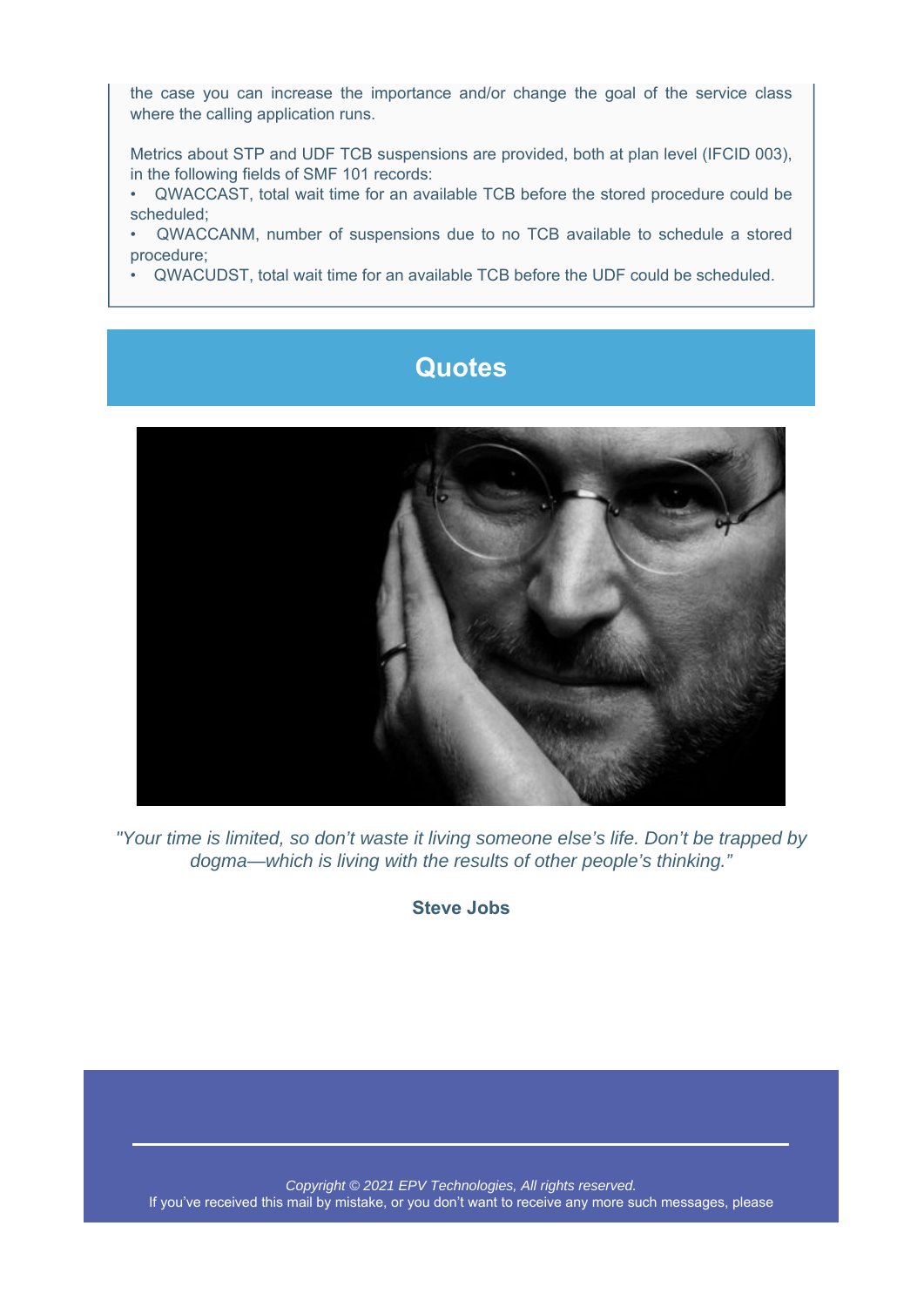the case you can increase the importance and/or change the goal of the service class where the calling application runs.

Metrics about STP and UDF TCB suspensions are provided, both at plan level (IFCID 003), in the following fields of SMF 101 records:

- QWACCAST, total wait time for an available TCB before the stored procedure could be scheduled;
- QWACCANM, number of suspensions due to no TCB available to schedule a stored procedure;
- QWACUDST, total wait time for an available TCB before the UDF could be scheduled.

## Quotes

*"Your time is limited, so don't waste it living someone else's life. Don't be trapped by dogma—which is living with the results of other people's thinking."*

**Steve Jobs**

*Copyright © 2021 EPV Technologies, All rights reserved.*

If you've received this mail by mistake, or you don't want to receive any more such messages, please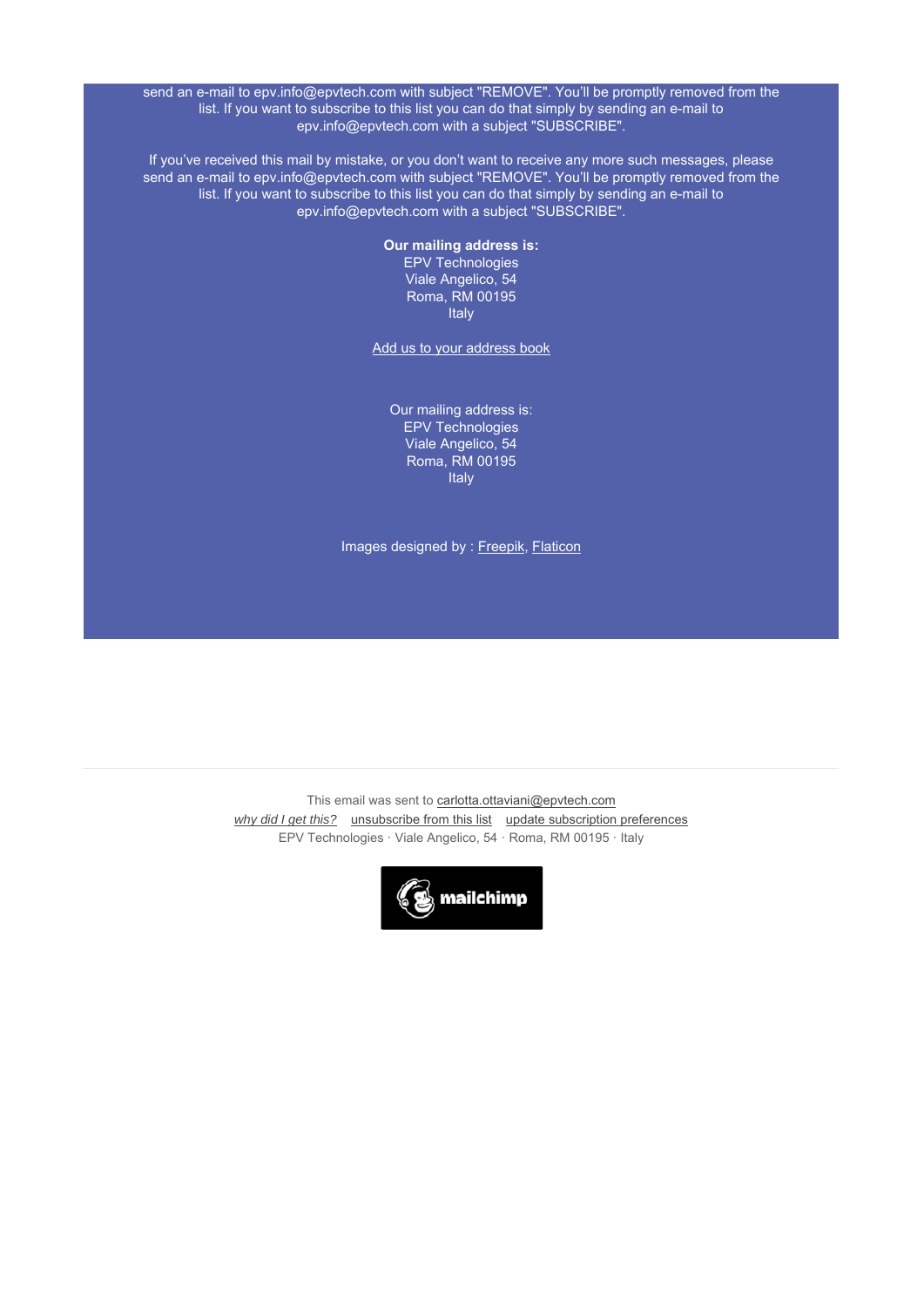send an e-mail to epv.info@epvtech.com with subject "REMOVE". You'll be promptly removed from the list. If you want to subscribe to this list you can do that simply by sending an e-mail to epv.info@epvtech.com with a subject "SUBSCRIBE".

If you've received this mail by mistake, or you don't want to receive any more such messages, please send an e-mail to epv.info@epvtech.com with subject "REMOVE". You'll be promptly removed from the list. If you want to subscribe to this list you can do that simply by sending an e-mail to epv.info@epvtech.com with a subject "SUBSCRIBE".

**Our mailing address is:**
EPV Technologies
Viale Angelico, 54
Roma, RM 00195
Italy

Add us to your address book

Our mailing address is:
EPV Technologies
Viale Angelico, 54
Roma, RM 00195
Italy

Images designed by : Freepik, Flaticon

This email was sent to carlotta.ottaviani@epvtech.com
*why did I get this?* unsubscribe from this list update subscription preferences
EPV Technologies · Viale Angelico, 54 · Roma, RM 00195 · Italy

mailchimp